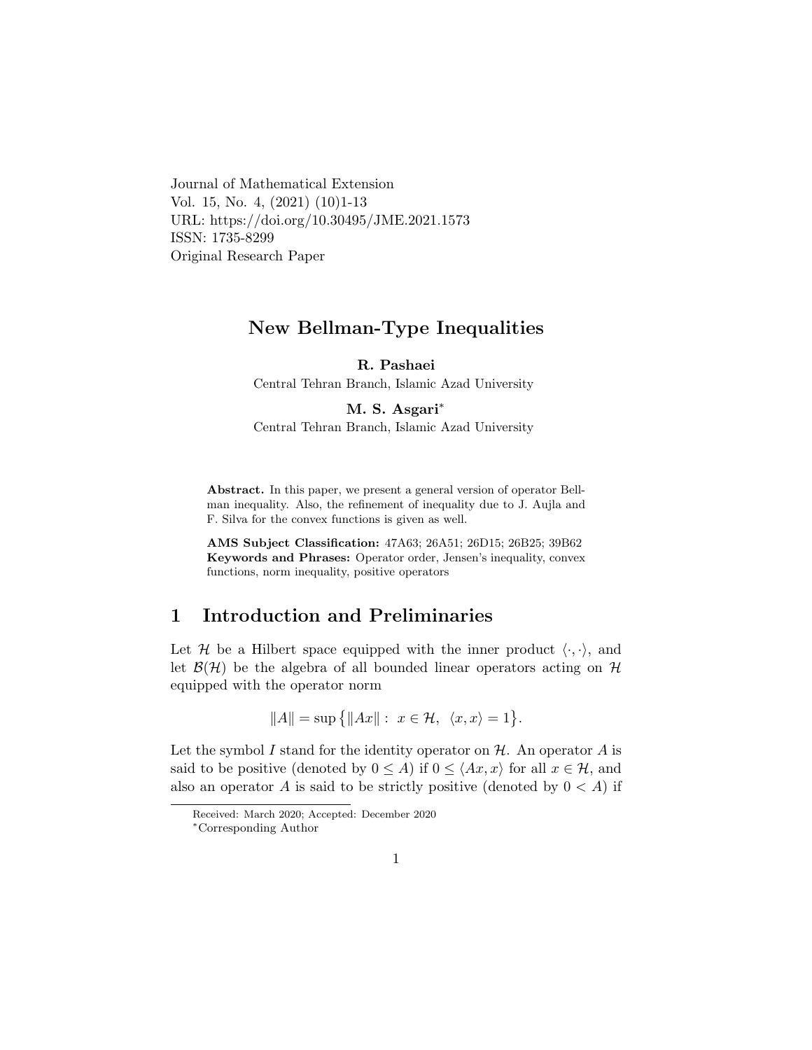Journal of Mathematical Extension
Vol. 15, No. 4, (2021) (10)1-13
URL: https://doi.org/10.30495/JME.2021.1573
ISSN: 1735-8299
Original Research Paper

# New Bellman-Type Inequalities

**R. Pashaei**
Central Tehran Branch, Islamic Azad University

**M. S. Asgari***
Central Tehran Branch, Islamic Azad University

**Abstract.** In this paper, we present a general version of operator Bellman inequality. Also, the refinement of inequality due to J. Aujla and F. Silva for the convex functions is given as well.

**AMS Subject Classification:** 47A63; 26A51; 26D15; 26B25; 39B62
**Keywords and Phrases:** Operator order, Jensen's inequality, convex functions, norm inequality, positive operators

## 1 Introduction and Preliminaries

Let $\mathcal{H}$ be a Hilbert space equipped with the inner product $\langle \cdot, \cdot \rangle$, and let $\mathcal{B}(\mathcal{H})$ be the algebra of all bounded linear operators acting on $\mathcal{H}$ equipped with the operator norm

$$\|A\| = \sup\{\|Ax\| : \ x \in \mathcal{H}, \ \langle x, x \rangle = 1\}.$$

Let the symbol $I$ stand for the identity operator on $\mathcal{H}$. An operator $A$ is said to be positive (denoted by $0 \leq A$) if $0 \leq \langle Ax, x \rangle$ for all $x \in \mathcal{H}$, and also an operator $A$ is said to be strictly positive (denoted by $0 < A$) if

Received: March 2020; Accepted: December 2020
*Corresponding Author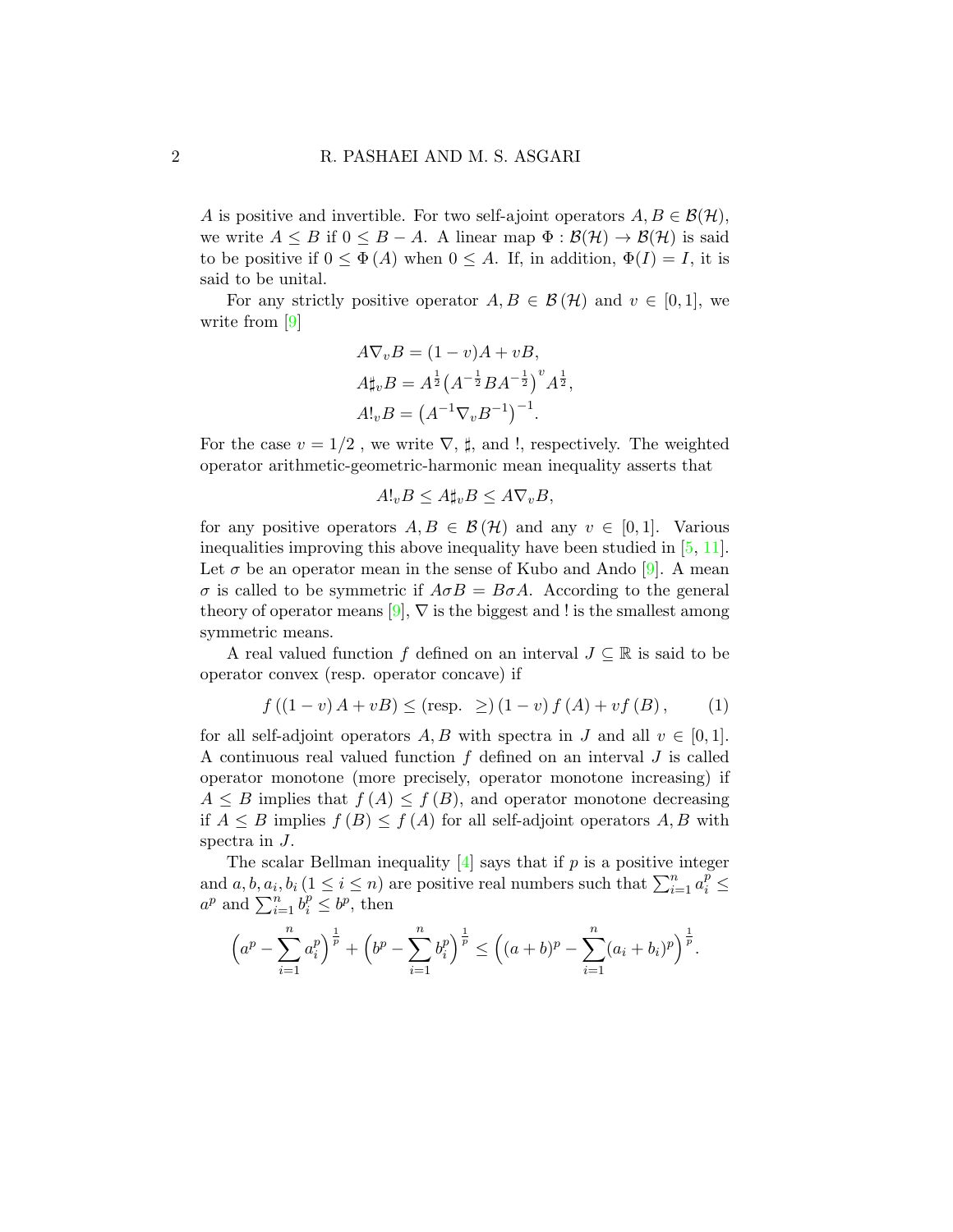$A$ is positive and invertible. For two self-ajoint operators $A, B \in \mathcal{B}(\mathcal{H})$, we write $A \leq B$ if $0 \leq B - A$. A linear map $\Phi : \mathcal{B}(\mathcal{H}) \to \mathcal{B}(\mathcal{H})$ is said to be positive if $0 \leq \Phi(A)$ when $0 \leq A$. If, in addition, $\Phi(I) = I$, it is said to be unital.

For any strictly positive operator $A, B \in \mathcal{B}(\mathcal{H})$ and $v \in [0,1]$, we write from [9]

$$
\begin{aligned}
A\nabla_v B &= (1-v)A + vB, \\
A\sharp_v B &= A^{\frac{1}{2}}\left(A^{-\frac{1}{2}}BA^{-\frac{1}{2}}\right)^v A^{\frac{1}{2}}, \\
A!_v B &= \left(A^{-1}\nabla_v B^{-1}\right)^{-1}.
\end{aligned}
$$

For the case $v = 1/2$ , we write $\nabla$, $\sharp$, and $!$, respectively. The weighted operator arithmetic-geometric-harmonic mean inequality asserts that

$$
A!_v B \leq A\sharp_v B \leq A\nabla_v B,
$$

for any positive operators $A, B \in \mathcal{B}(\mathcal{H})$ and any $v \in [0,1]$. Various inequalities improving this above inequality have been studied in [5, 11]. Let $\sigma$ be an operator mean in the sense of Kubo and Ando [9]. A mean $\sigma$ is called to be symmetric if $A\sigma B = B\sigma A$. According to the general theory of operator means [9], $\nabla$ is the biggest and $!$ is the smallest among symmetric means.

A real valued function $f$ defined on an interval $J \subseteq \mathbb{R}$ is said to be operator convex (resp. operator concave) if

$$
f\left((1-v)A + vB\right) \leq (\text{resp. } \geq)\, (1-v)f(A) + vf(B), \tag{1}
$$

for all self-adjoint operators $A, B$ with spectra in $J$ and all $v \in [0,1]$. A continuous real valued function $f$ defined on an interval $J$ is called operator monotone (more precisely, operator monotone increasing) if $A \leq B$ implies that $f(A) \leq f(B)$, and operator monotone decreasing if $A \leq B$ implies $f(B) \leq f(A)$ for all self-adjoint operators $A, B$ with spectra in $J$.

The scalar Bellman inequality [4] says that if $p$ is a positive integer and $a, b, a_i, b_i\,(1 \leq i \leq n)$ are positive real numbers such that $\sum_{i=1}^n a_i^p \leq a^p$ and $\sum_{i=1}^n b_i^p \leq b^p$, then

$$
\left(a^p - \sum_{i=1}^n a_i^p\right)^{\frac{1}{p}} + \left(b^p - \sum_{i=1}^n b_i^p\right)^{\frac{1}{p}} \leq \left((a+b)^p - \sum_{i=1}^n (a_i + b_i)^p\right)^{\frac{1}{p}}.
$$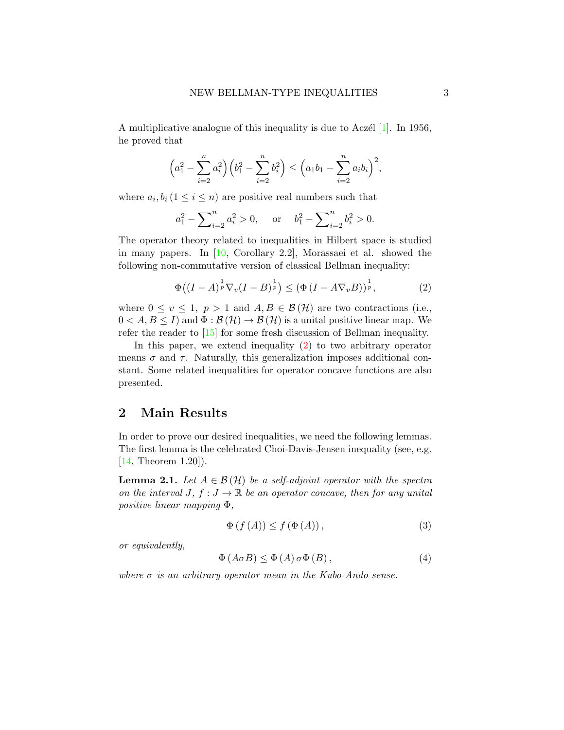A multiplicative analogue of this inequality is due to Aczél [1]. In 1956, he proved that

$$\left(a_1^2 - \sum_{i=2}^{n} a_i^2\right)\left(b_1^2 - \sum_{i=2}^{n} b_i^2\right) \le \left(a_1 b_1 - \sum_{i=2}^{n} a_i b_i\right)^2,$$

where $a_i, b_i \, (1 \le i \le n)$ are positive real numbers such that

$$a_1^2 - \sum\nolimits_{i=2}^{n} a_i^2 > 0, \quad \text{ or } \quad b_1^2 - \sum\nolimits_{i=2}^{n} b_i^2 > 0.$$

The operator theory related to inequalities in Hilbert space is studied in many papers. In [10, Corollary 2.2], Morassaei et al. showed the following non-commutative version of classical Bellman inequality:

$$\Phi\big((I-A)^{\frac{1}{p}} \nabla_v (I-B)^{\frac{1}{p}}\big) \le \left(\Phi\left(I - A\nabla_v B\right)\right)^{\frac{1}{p}}, \tag{2}$$

where $0 \le v \le 1$, $p > 1$ and $A, B \in \mathcal{B}(\mathcal{H})$ are two contractions (i.e., $0 < A, B \le I$) and $\Phi : \mathcal{B}(\mathcal{H}) \to \mathcal{B}(\mathcal{H})$ is a unital positive linear map. We refer the reader to [15] for some fresh discussion of Bellman inequality.

In this paper, we extend inequality (2) to two arbitrary operator means $\sigma$ and $\tau$. Naturally, this generalization imposes additional constant. Some related inequalities for operator concave functions are also presented.

## 2 Main Results

In order to prove our desired inequalities, we need the following lemmas. The first lemma is the celebrated Choi-Davis-Jensen inequality (see, e.g. [14, Theorem 1.20]).

**Lemma 2.1.** *Let $A \in \mathcal{B}(\mathcal{H})$ be a self-adjoint operator with the spectra on the interval $J$, $f : J \to \mathbb{R}$ be an operator concave, then for any unital positive linear mapping $\Phi$,*

$$\Phi\left(f\left(A\right)\right) \le f\left(\Phi\left(A\right)\right), \tag{3}$$

*or equivalently,*

$$\Phi\left(A \sigma B\right) \le \Phi\left(A\right) \sigma \Phi\left(B\right), \tag{4}$$

*where $\sigma$ is an arbitrary operator mean in the Kubo-Ando sense.*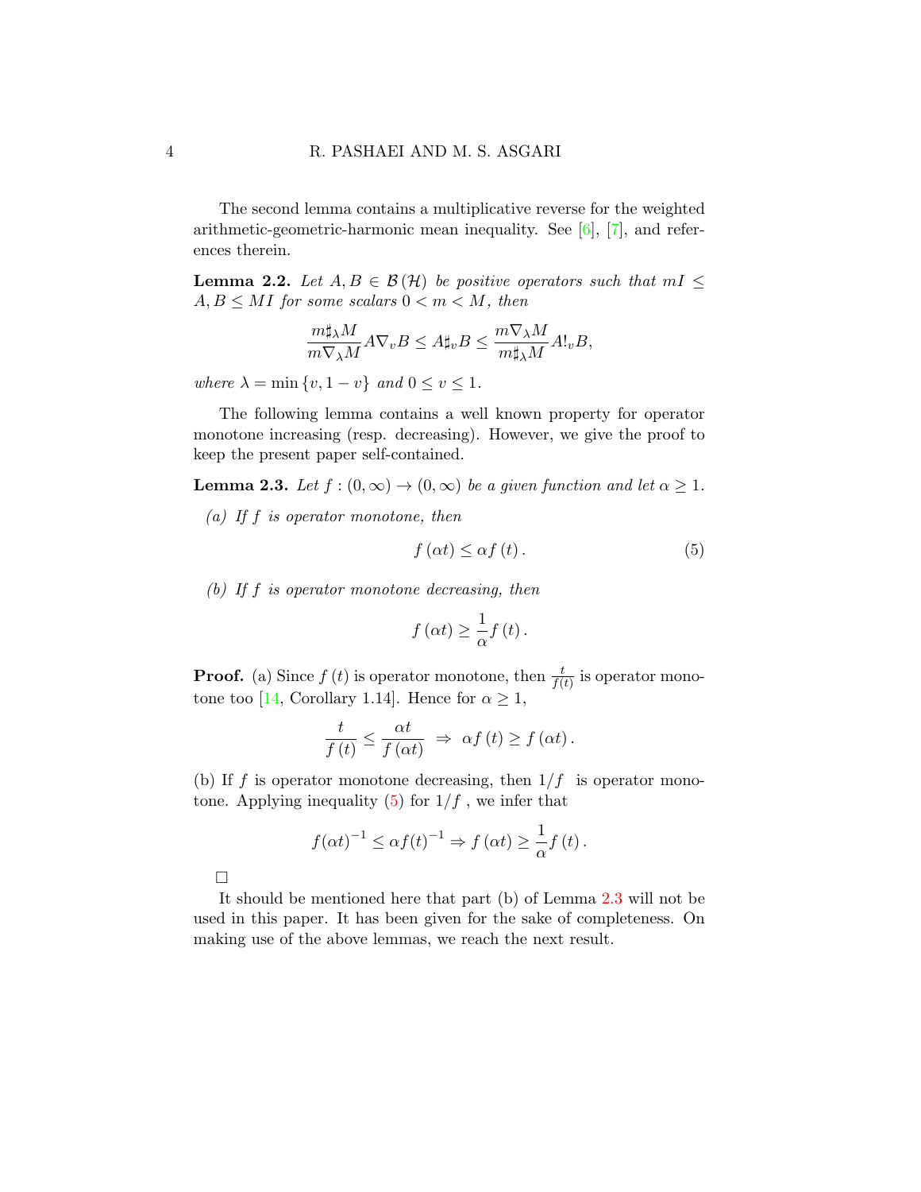The second lemma contains a multiplicative reverse for the weighted arithmetic-geometric-harmonic mean inequality. See [6], [7], and references therein.

**Lemma 2.2.** *Let $A, B \in \mathcal{B}(\mathcal{H})$ be positive operators such that $mI \leq A, B \leq MI$ for some scalars $0 < m < M$, then*

$$\frac{m\sharp_\lambda M}{m\nabla_\lambda M} A\nabla_v B \leq A\sharp_v B \leq \frac{m\nabla_\lambda M}{m\sharp_\lambda M} A!_v B,$$

*where $\lambda = \min\{v, 1-v\}$ and $0 \leq v \leq 1$.*

The following lemma contains a well known property for operator monotone increasing (resp. decreasing). However, we give the proof to keep the present paper self-contained.

**Lemma 2.3.** *Let $f : (0, \infty) \to (0, \infty)$ be a given function and let $\alpha \geq 1$.*

*(a) If $f$ is operator monotone, then*

$$f(\alpha t) \leq \alpha f(t). \tag{5}$$

*(b) If $f$ is operator monotone decreasing, then*

$$f(\alpha t) \geq \frac{1}{\alpha} f(t).$$

**Proof.** (a) Since $f(t)$ is operator monotone, then $\frac{t}{f(t)}$ is operator monotone too [14, Corollary 1.14]. Hence for $\alpha \geq 1$,

$$\frac{t}{f(t)} \leq \frac{\alpha t}{f(\alpha t)} \ \Rightarrow \ \alpha f(t) \geq f(\alpha t).$$

(b) If $f$ is operator monotone decreasing, then $1/f$ is operator monotone. Applying inequality (5) for $1/f$, we infer that

$$f(\alpha t)^{-1} \leq \alpha f(t)^{-1} \Rightarrow f(\alpha t) \geq \frac{1}{\alpha} f(t).$$

□

It should be mentioned here that part (b) of Lemma 2.3 will not be used in this paper. It has been given for the sake of completeness. On making use of the above lemmas, we reach the next result.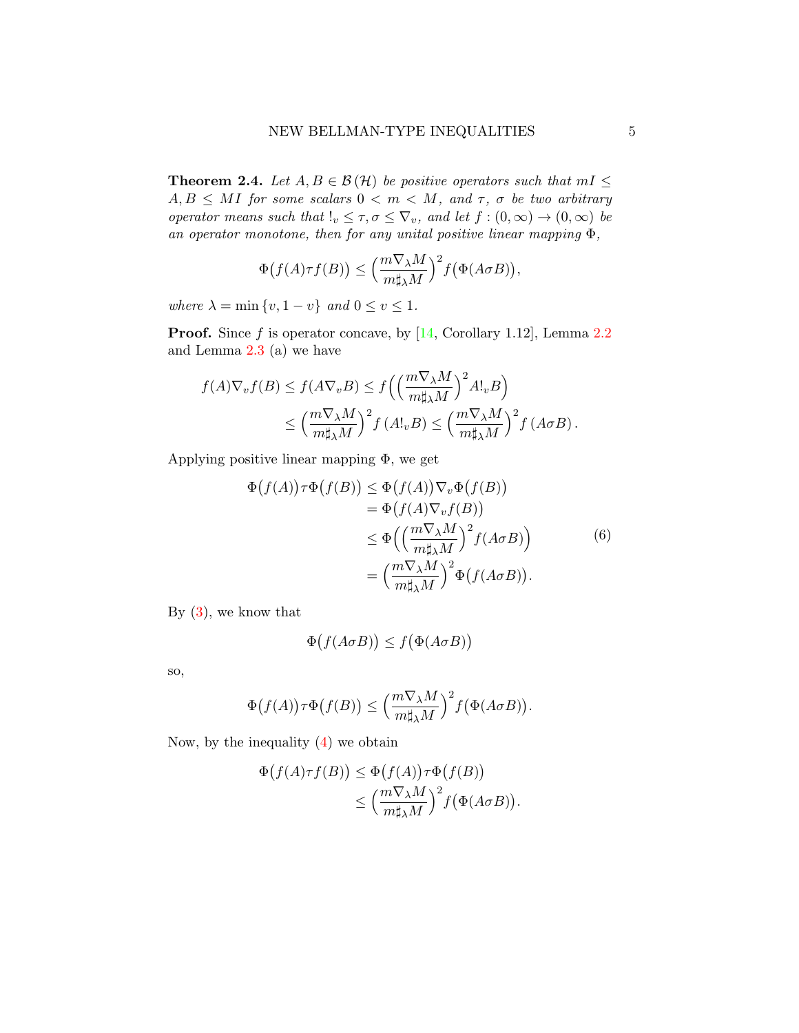**Theorem 2.4.** *Let $A, B \in \mathcal{B}(\mathcal{H})$ be positive operators such that $mI \leq A, B \leq MI$ for some scalars $0 < m < M$, and $\tau$, $\sigma$ be two arbitrary operator means such that $!_v \leq \tau, \sigma \leq \nabla_v$, and let $f : (0, \infty) \to (0, \infty)$ be an operator monotone, then for any unital positive linear mapping $\Phi$,*

$$\Phi\big(f(A)\tau f(B)\big) \leq \Big(\frac{m\nabla_\lambda M}{m\sharp_\lambda M}\Big)^2 f\big(\Phi(A\sigma B)\big),$$

*where $\lambda = \min\{v, 1-v\}$ and $0 \leq v \leq 1$.*

**Proof.** Since $f$ is operator concave, by [14, Corollary 1.12], Lemma 2.2 and Lemma 2.3 (a) we have

$$\begin{aligned} f(A)\nabla_v f(B) &\leq f(A\nabla_v B) \leq f\Big(\Big(\frac{m\nabla_\lambda M}{m\sharp_\lambda M}\Big)^2 A!_v B\Big) \\ &\leq \Big(\frac{m\nabla_\lambda M}{m\sharp_\lambda M}\Big)^2 f\left(A!_v B\right) \leq \Big(\frac{m\nabla_\lambda M}{m\sharp_\lambda M}\Big)^2 f\left(A\sigma B\right). \end{aligned}$$

Applying positive linear mapping $\Phi$, we get

$$\begin{aligned} \Phi\big(f(A)\big)\tau\Phi\big(f(B)\big) &\leq \Phi\big(f(A)\big)\nabla_v\Phi\big(f(B)\big) \\ &= \Phi\big(f(A)\nabla_v f(B)\big) \\ &\leq \Phi\Big(\Big(\frac{m\nabla_\lambda M}{m\sharp_\lambda M}\Big)^2 f(A\sigma B)\Big) \\ &= \Big(\frac{m\nabla_\lambda M}{m\sharp_\lambda M}\Big)^2 \Phi\big(f(A\sigma B)\big). \end{aligned} \tag{6}$$

By (3), we know that

$$\Phi\big(f(A\sigma B)\big) \leq f\big(\Phi(A\sigma B)\big)$$

so,

$$\Phi\big(f(A)\big)\tau\Phi\big(f(B)\big) \leq \Big(\frac{m\nabla_\lambda M}{m\sharp_\lambda M}\Big)^2 f\big(\Phi(A\sigma B)\big).$$

Now, by the inequality (4) we obtain

$$\begin{aligned} \Phi\big(f(A)\tau f(B)\big) &\leq \Phi\big(f(A)\big)\tau\Phi\big(f(B)\big) \\ &\leq \Big(\frac{m\nabla_\lambda M}{m\sharp_\lambda M}\Big)^2 f\big(\Phi(A\sigma B)\big). \end{aligned}$$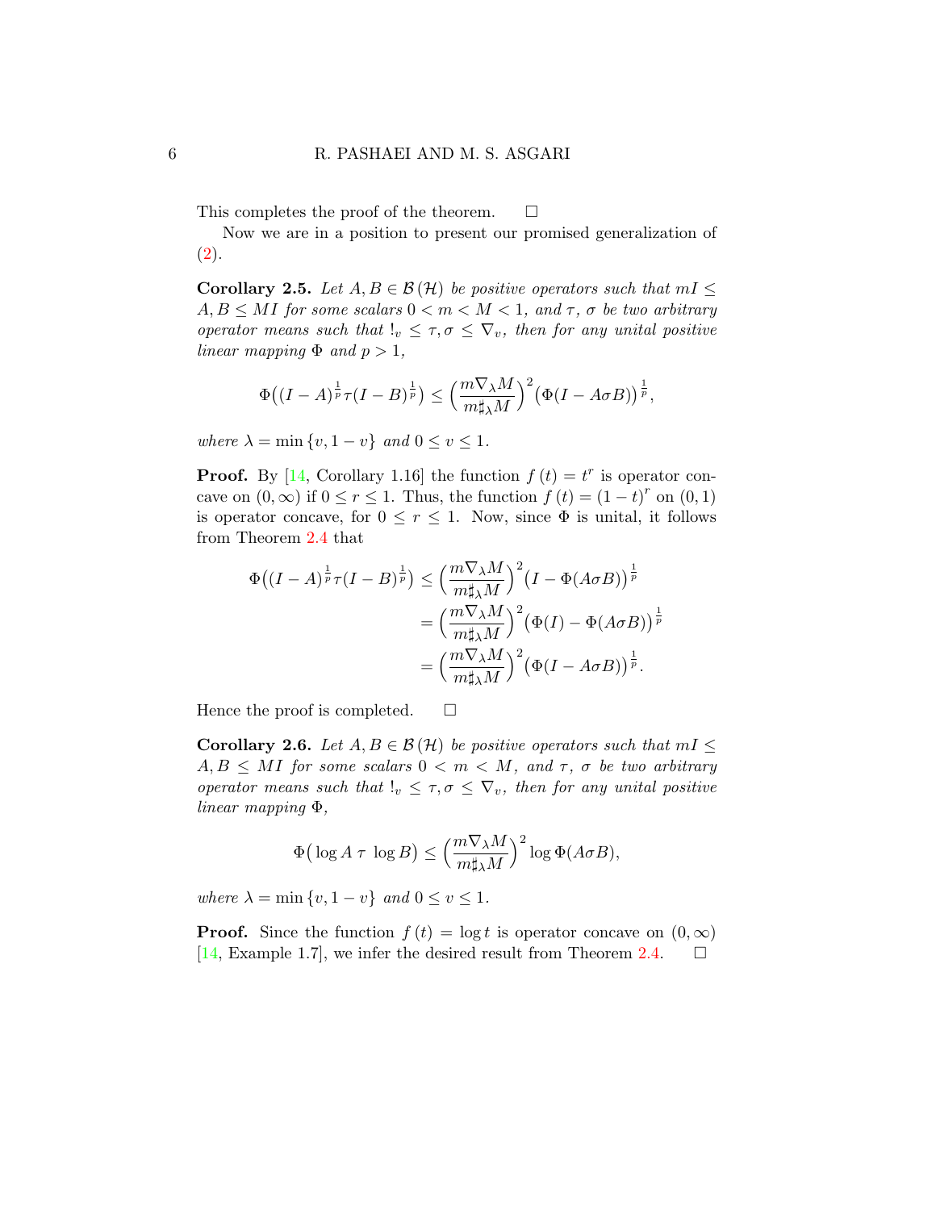This completes the proof of the theorem. $\square$

Now we are in a position to present our promised generalization of (2).

**Corollary 2.5.** *Let $A, B \in \mathcal{B}(\mathcal{H})$ be positive operators such that $mI \leq A, B \leq MI$ for some scalars $0 < m < M < 1$, and $\tau$, $\sigma$ be two arbitrary operator means such that $!_v \leq \tau, \sigma \leq \nabla_v$, then for any unital positive linear mapping $\Phi$ and $p > 1$,*

$$\Phi\big((I-A)^{\frac{1}{p}}\tau(I-B)^{\frac{1}{p}}\big) \leq \Big(\frac{m\nabla_\lambda M}{m\sharp_\lambda M}\Big)^2 \big(\Phi(I - A\sigma B)\big)^{\frac{1}{p}},$$

*where $\lambda = \min\{v, 1-v\}$ and $0 \leq v \leq 1$.*

**Proof.** By [14, Corollary 1.16] the function $f(t) = t^r$ is operator concave on $(0, \infty)$ if $0 \leq r \leq 1$. Thus, the function $f(t) = (1-t)^r$ on $(0,1)$ is operator concave, for $0 \leq r \leq 1$. Now, since $\Phi$ is unital, it follows from Theorem 2.4 that

$$\begin{aligned}
\Phi\big((I-A)^{\frac{1}{p}}\tau(I-B)^{\frac{1}{p}}\big) &\leq \Big(\frac{m\nabla_\lambda M}{m\sharp_\lambda M}\Big)^2 \big(I - \Phi(A\sigma B)\big)^{\frac{1}{p}} \\
&= \Big(\frac{m\nabla_\lambda M}{m\sharp_\lambda M}\Big)^2 \big(\Phi(I) - \Phi(A\sigma B)\big)^{\frac{1}{p}} \\
&= \Big(\frac{m\nabla_\lambda M}{m\sharp_\lambda M}\Big)^2 \big(\Phi(I - A\sigma B)\big)^{\frac{1}{p}}.
\end{aligned}$$

Hence the proof is completed. $\square$

**Corollary 2.6.** *Let $A, B \in \mathcal{B}(\mathcal{H})$ be positive operators such that $mI \leq A, B \leq MI$ for some scalars $0 < m < M$, and $\tau$, $\sigma$ be two arbitrary operator means such that $!_v \leq \tau, \sigma \leq \nabla_v$, then for any unital positive linear mapping $\Phi$,*

$$\Phi\big(\log A \;\tau\; \log B\big) \leq \Big(\frac{m\nabla_\lambda M}{m\sharp_\lambda M}\Big)^2 \log \Phi(A\sigma B),$$

*where $\lambda = \min\{v, 1-v\}$ and $0 \leq v \leq 1$.*

**Proof.** Since the function $f(t) = \log t$ is operator concave on $(0, \infty)$ [14, Example 1.7], we infer the desired result from Theorem 2.4. $\square$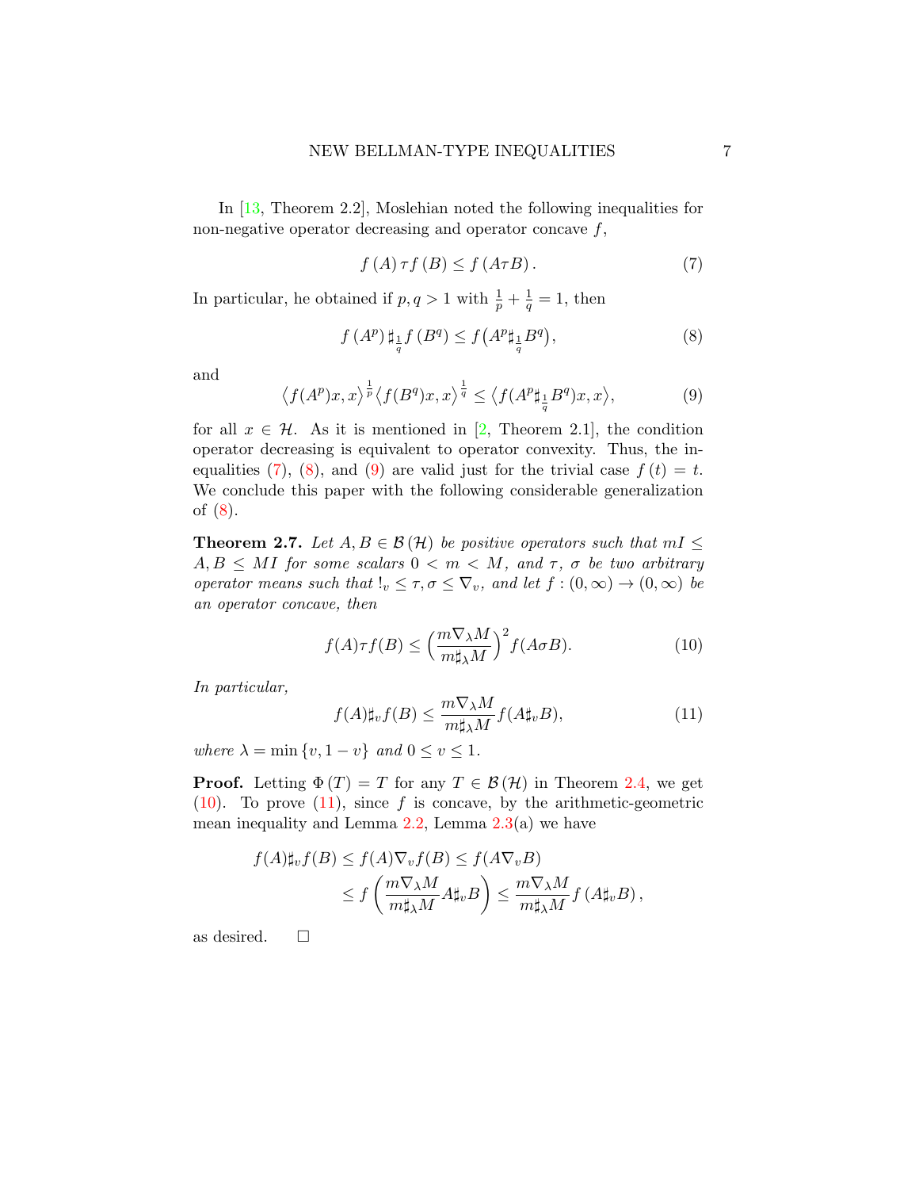In [13, Theorem 2.2], Moslehian noted the following inequalities for non-negative operator decreasing and operator concave $f$,

$$f(A)\,\tau f(B) \le f(A\tau B). \tag{7}$$

In particular, he obtained if $p,q>1$ with $\frac{1}{p}+\frac{1}{q}=1$, then

$$f(A^p)\,\sharp_{\frac{1}{q}} f(B^q) \le f\big(A^p \sharp_{\frac{1}{q}} B^q\big), \tag{8}$$

and

$$\big\langle f(A^p)x,x\big\rangle^{\frac{1}{p}}\big\langle f(B^q)x,x\big\rangle^{\frac{1}{q}} \le \big\langle f(A^p\sharp_{\frac{1}{q}}B^q)x,x\big\rangle, \tag{9}$$

for all $x\in\mathcal{H}$. As it is mentioned in [2, Theorem 2.1], the condition operator decreasing is equivalent to operator convexity. Thus, the inequalities (7), (8), and (9) are valid just for the trivial case $f(t)=t$. We conclude this paper with the following considerable generalization of (8).

**Theorem 2.7.** *Let $A,B\in\mathcal{B}(\mathcal{H})$ be positive operators such that $mI\le A,B\le MI$ for some scalars $0<m<M$, and $\tau$, $\sigma$ be two arbitrary operator means such that $!_v\le\tau,\sigma\le\nabla_v$, and let $f:(0,\infty)\to(0,\infty)$ be an operator concave, then*

$$f(A)\tau f(B) \le \left(\frac{m\nabla_\lambda M}{m\sharp_\lambda M}\right)^2 f(A\sigma B). \tag{10}$$

*In particular,*

$$f(A)\sharp_v f(B) \le \frac{m\nabla_\lambda M}{m\sharp_\lambda M} f(A\sharp_v B), \tag{11}$$

*where $\lambda=\min\{v,1-v\}$ and $0\le v\le 1$.*

**Proof.** Letting $\Phi(T)=T$ for any $T\in\mathcal{B}(\mathcal{H})$ in Theorem 2.4, we get (10). To prove (11), since $f$ is concave, by the arithmetic-geometric mean inequality and Lemma 2.2, Lemma 2.3(a) we have

$$\begin{aligned} f(A)\sharp_v f(B) &\le f(A)\nabla_v f(B) \le f(A\nabla_v B) \\ &\le f\left(\frac{m\nabla_\lambda M}{m\sharp_\lambda M}A\sharp_v B\right) \le \frac{m\nabla_\lambda M}{m\sharp_\lambda M} f(A\sharp_v B), \end{aligned}$$

as desired. $\square$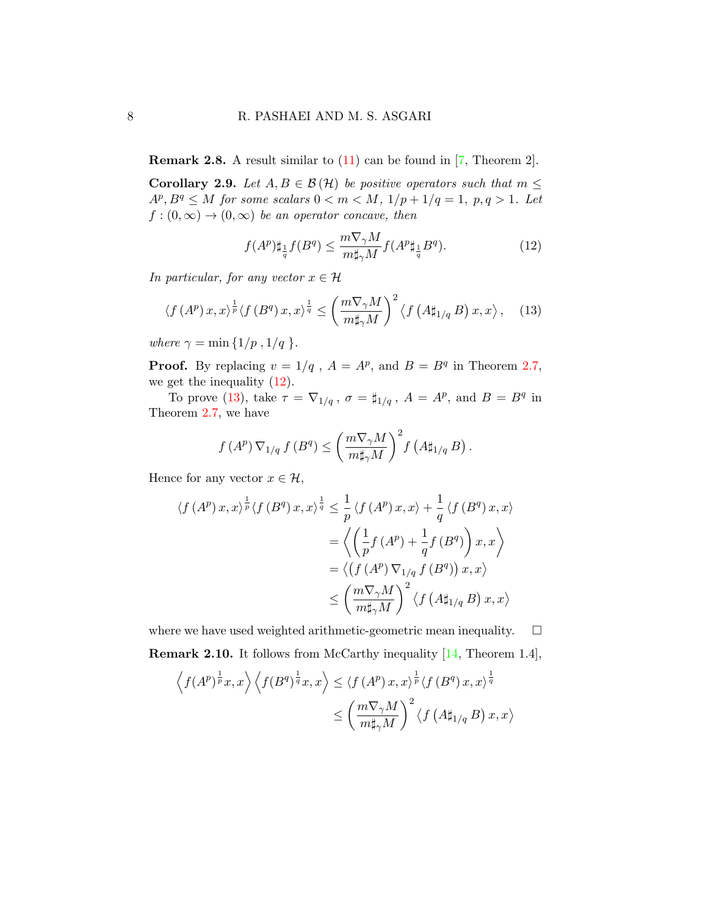**Remark 2.8.** A result similar to (11) can be found in [7, Theorem 2].

**Corollary 2.9.** *Let $A, B \in \mathcal{B}(\mathcal{H})$ be positive operators such that $m \leq A^p, B^q \leq M$ for some scalars $0 < m < M$, $1/p + 1/q = 1$, $p, q > 1$. Let $f : (0, \infty) \to (0, \infty)$ be an operator concave, then*

$$f(A^p)\sharp_{\frac{1}{q}} f(B^q) \leq \frac{m\nabla_\gamma M}{m\sharp_\gamma M} f(A^p \sharp_{\frac{1}{q}} B^q). \tag{12}$$

*In particular, for any vector $x \in \mathcal{H}$*

$$\langle f(A^p)x, x\rangle^{\frac{1}{p}} \langle f(B^q)x, x\rangle^{\frac{1}{q}} \leq \left(\frac{m\nabla_\gamma M}{m\sharp_\gamma M}\right)^2 \left\langle f\left(A\sharp_{1/q} B\right)x, x\right\rangle, \tag{13}$$

*where $\gamma = \min\{1/p\,, 1/q\,\}$.*

**Proof.** By replacing $v = 1/q$ , $A = A^p$, and $B = B^q$ in Theorem 2.7, we get the inequality (12).

To prove (13), take $\tau = \nabla_{1/q}$ , $\sigma = \sharp_{1/q}$ , $A = A^p$, and $B = B^q$ in Theorem 2.7, we have

$$f(A^p)\nabla_{1/q} f(B^q) \leq \left(\frac{m\nabla_\gamma M}{m\sharp_\gamma M}\right)^2 f\left(A\sharp_{1/q} B\right).$$

Hence for any vector $x \in \mathcal{H}$,

$$\begin{aligned}
\langle f(A^p)x, x\rangle^{\frac{1}{p}} \langle f(B^q)x, x\rangle^{\frac{1}{q}} &\leq \frac{1}{p}\langle f(A^p)x, x\rangle + \frac{1}{q}\langle f(B^q)x, x\rangle \\
&= \left\langle \left(\frac{1}{p} f(A^p) + \frac{1}{q} f(B^q)\right)x, x\right\rangle \\
&= \left\langle \left(f(A^p)\nabla_{1/q} f(B^q)\right)x, x\right\rangle \\
&\leq \left(\frac{m\nabla_\gamma M}{m\sharp_\gamma M}\right)^2 \left\langle f\left(A\sharp_{1/q} B\right)x, x\right\rangle
\end{aligned}$$

where we have used weighted arithmetic-geometric mean inequality. $\square$

**Remark 2.10.** It follows from McCarthy inequality [14, Theorem 1.4],

$$\begin{aligned}
\left\langle f(A^p)^{\frac{1}{p}} x, x\right\rangle \left\langle f(B^q)^{\frac{1}{q}} x, x\right\rangle &\leq \langle f(A^p)x, x\rangle^{\frac{1}{p}} \langle f(B^q)x, x\rangle^{\frac{1}{q}} \\
&\leq \left(\frac{m\nabla_\gamma M}{m\sharp_\gamma M}\right)^2 \left\langle f\left(A\sharp_{1/q} B\right)x, x\right\rangle
\end{aligned}$$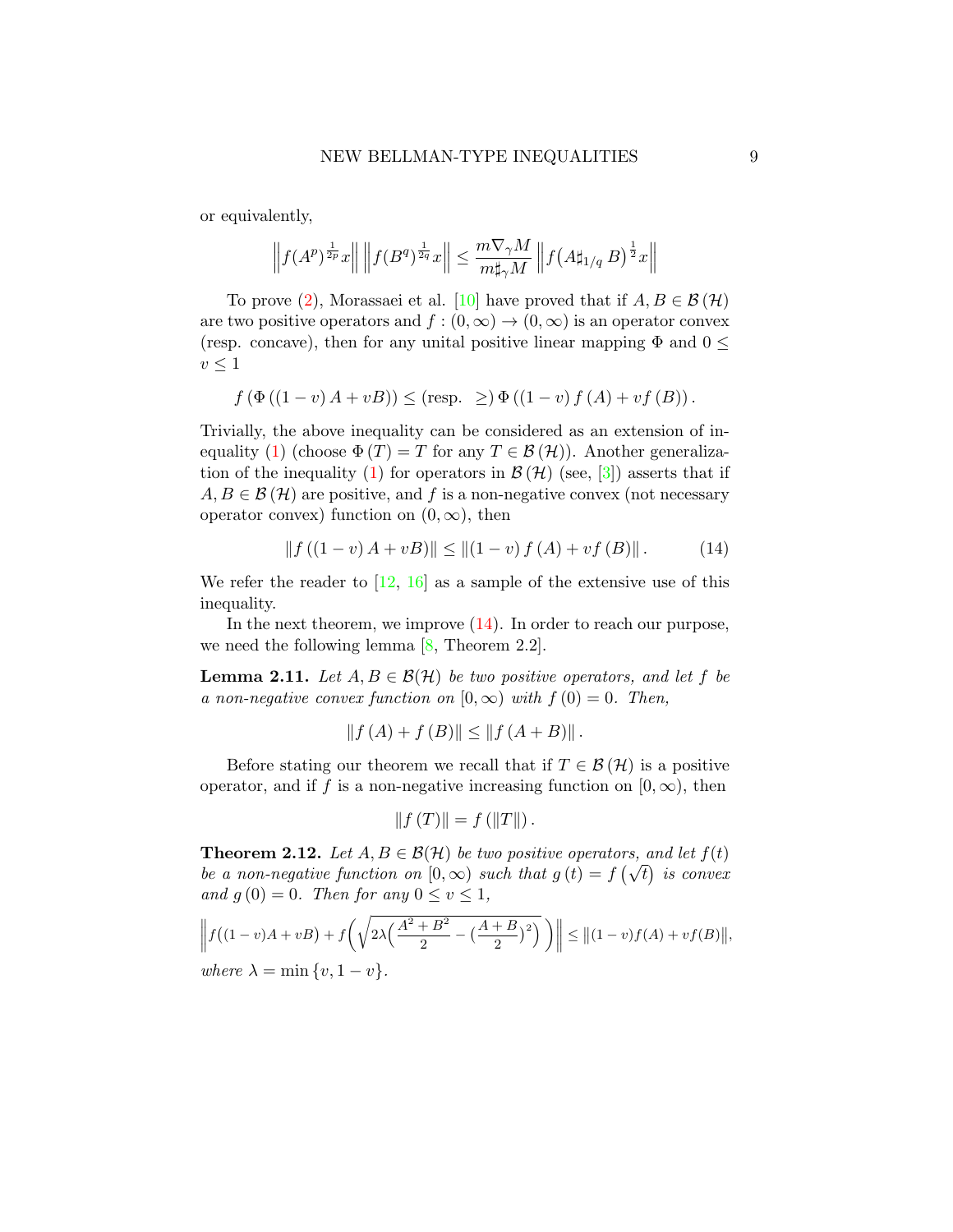or equivalently,

$$\left\| f(A^p)^{\frac{1}{2p}} x \right\| \left\| f(B^q)^{\frac{1}{2q}} x \right\| \leq \frac{m \nabla_\gamma M}{m \sharp_\gamma M} \left\| f\big(A \sharp_{1/q} B\big)^{\frac{1}{2}} x \right\|$$

To prove (2), Morassaei et al. [10] have proved that if $A, B \in \mathcal{B}(\mathcal{H})$ are two positive operators and $f : (0, \infty) \to (0, \infty)$ is an operator convex (resp. concave), then for any unital positive linear mapping $\Phi$ and $0 \leq v \leq 1$

$$f\left(\Phi\left((1-v)A + vB\right)\right) \leq (\text{resp.} \ \geq) \, \Phi\left((1-v) f(A) + v f(B)\right).$$

Trivially, the above inequality can be considered as an extension of inequality (1) (choose $\Phi(T) = T$ for any $T \in \mathcal{B}(\mathcal{H})$). Another generalization of the inequality (1) for operators in $\mathcal{B}(\mathcal{H})$ (see, [3]) asserts that if $A, B \in \mathcal{B}(\mathcal{H})$ are positive, and $f$ is a non-negative convex (not necessary operator convex) function on $(0, \infty)$, then

$$\left\| f\left((1-v)A + vB\right) \right\| \leq \left\| (1-v) f(A) + v f(B) \right\|. \tag{14}$$

We refer the reader to [12, 16] as a sample of the extensive use of this inequality.

In the next theorem, we improve (14). In order to reach our purpose, we need the following lemma [8, Theorem 2.2].

**Lemma 2.11.** *Let $A, B \in \mathcal{B}(\mathcal{H})$ be two positive operators, and let $f$ be a non-negative convex function on $[0, \infty)$ with $f(0) = 0$. Then,*

$$\left\| f(A) + f(B) \right\| \leq \left\| f(A + B) \right\|.$$

Before stating our theorem we recall that if $T \in \mathcal{B}(\mathcal{H})$ is a positive operator, and if $f$ is a non-negative increasing function on $[0, \infty)$, then

$$\left\| f(T) \right\| = f\left(\left\| T \right\|\right).$$

**Theorem 2.12.** *Let $A, B \in \mathcal{B}(\mathcal{H})$ be two positive operators, and let $f(t)$ be a non-negative function on $[0, \infty)$ such that $g(t) = f\left(\sqrt{t}\right)$ is convex and $g(0) = 0$. Then for any $0 \leq v \leq 1$,*

$$\left\| f\big((1-v)A + vB\big) + f\left(\sqrt{2\lambda\Big(\frac{A^2 + B^2}{2} - \big(\frac{A+B}{2}\big)^2\Big)}\right) \right\| \leq \big\| (1-v) f(A) + v f(B) \big\|,$$

*where $\lambda = \min\{v, 1-v\}$.*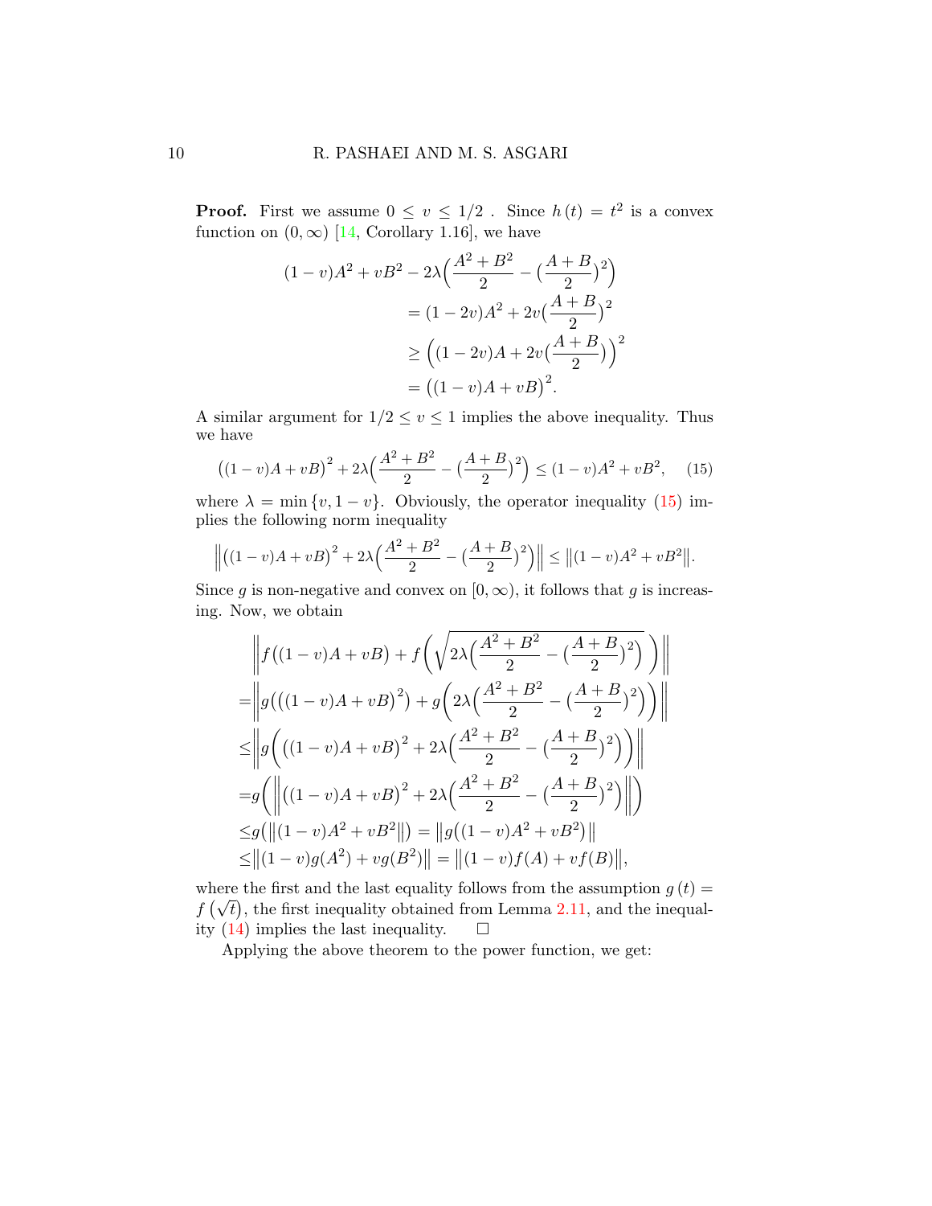**Proof.** First we assume $0 \le v \le 1/2$ . Since $h(t) = t^2$ is a convex function on $(0, \infty)$ [14, Corollary 1.16], we have

$$
\begin{aligned}
(1-v)A^2 + vB^2 - 2\lambda\Big(\frac{A^2+B^2}{2} - \big(\frac{A+B}{2}\big)^2\Big) \\
&= (1-2v)A^2 + 2v\big(\frac{A+B}{2}\big)^2 \\
&\ge \Big((1-2v)A + 2v\big(\frac{A+B}{2}\big)\Big)^2 \\
&= \big((1-v)A + vB\big)^2.
\end{aligned}
$$

A similar argument for $1/2 \le v \le 1$ implies the above inequality. Thus we have

$$
\big((1-v)A+vB\big)^2 + 2\lambda\Big(\frac{A^2+B^2}{2} - \big(\frac{A+B}{2}\big)^2\Big) \le (1-v)A^2 + vB^2, \quad (15)
$$

where $\lambda = \min\{v, 1-v\}$. Obviously, the operator inequality (15) implies the following norm inequality

$$
\Big\|\big((1-v)A+vB\big)^2 + 2\lambda\Big(\frac{A^2+B^2}{2} - \big(\frac{A+B}{2}\big)^2\Big)\Big\| \le \big\|(1-v)A^2 + vB^2\big\|.
$$

Since $g$ is non-negative and convex on $[0, \infty)$, it follows that $g$ is increasing. Now, we obtain

$$
\begin{aligned}
&\left\|f\big((1-v)A+vB\big) + f\left(\sqrt{2\lambda\Big(\frac{A^2+B^2}{2} - \big(\frac{A+B}{2}\big)^2\Big)}\right)\right\| \\
=&\left\|g\big(\big((1-v)A+vB\big)^2\big) + g\Big(2\lambda\Big(\frac{A^2+B^2}{2} - \big(\frac{A+B}{2}\big)^2\Big)\Big)\right\| \\
\le&\left\|g\Big(\big((1-v)A+vB\big)^2 + 2\lambda\Big(\frac{A^2+B^2}{2} - \big(\frac{A+B}{2}\big)^2\Big)\Big)\right\| \\
=&g\left(\left\|\big((1-v)A+vB\big)^2 + 2\lambda\Big(\frac{A^2+B^2}{2} - \big(\frac{A+B}{2}\big)^2\Big)\right\|\right) \\
\le&g\big(\big\|(1-v)A^2+vB^2\big\|\big) = \big\|g\big((1-v)A^2+vB^2\big)\big\| \\
\le&\big\|(1-v)g(A^2) + vg(B^2)\big\| = \big\|(1-v)f(A) + vf(B)\big\|,
\end{aligned}
$$

where the first and the last equality follows from the assumption $g(t) = f\left(\sqrt{t}\right)$, the first inequality obtained from Lemma 2.11, and the inequality (14) implies the last inequality. $\square$

Applying the above theorem to the power function, we get: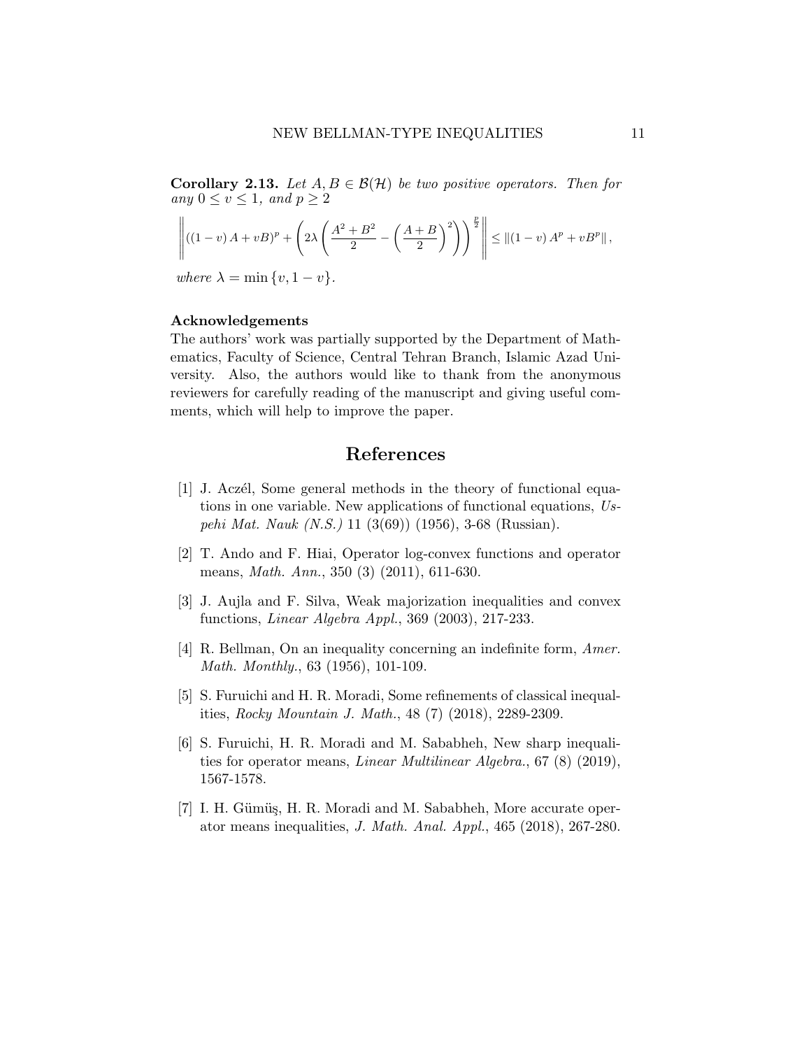**Corollary 2.13.** *Let $A, B \in \mathcal{B}(\mathcal{H})$ be two positive operators. Then for any $0 \leq v \leq 1$, and $p \geq 2$*

$$\left\| ((1-v)\,A + vB)^p + \left( 2\lambda \left( \frac{A^2 + B^2}{2} - \left( \frac{A+B}{2} \right)^2 \right) \right)^{\frac{p}{2}} \right\| \leq \left\| (1-v)\,A^p + vB^p \right\|,$$

*where $\lambda = \min\{v, 1-v\}$.*

**Acknowledgements**

The authors' work was partially supported by the Department of Mathematics, Faculty of Science, Central Tehran Branch, Islamic Azad University. Also, the authors would like to thank from the anonymous reviewers for carefully reading of the manuscript and giving useful comments, which will help to improve the paper.

# References

[1] J. Aczél, Some general methods in the theory of functional equations in one variable. New applications of functional equations, *Uspehi Mat. Nauk (N.S.)* 11 (3(69)) (1956), 3-68 (Russian).

[2] T. Ando and F. Hiai, Operator log-convex functions and operator means, *Math. Ann.*, 350 (3) (2011), 611-630.

[3] J. Aujla and F. Silva, Weak majorization inequalities and convex functions, *Linear Algebra Appl.*, 369 (2003), 217-233.

[4] R. Bellman, On an inequality concerning an indefinite form, *Amer. Math. Monthly.*, 63 (1956), 101-109.

[5] S. Furuichi and H. R. Moradi, Some refinements of classical inequalities, *Rocky Mountain J. Math.*, 48 (7) (2018), 2289-2309.

[6] S. Furuichi, H. R. Moradi and M. Sababheh, New sharp inequalities for operator means, *Linear Multilinear Algebra.*, 67 (8) (2019), 1567-1578.

[7] I. H. Gümüş, H. R. Moradi and M. Sababheh, More accurate operator means inequalities, *J. Math. Anal. Appl.*, 465 (2018), 267-280.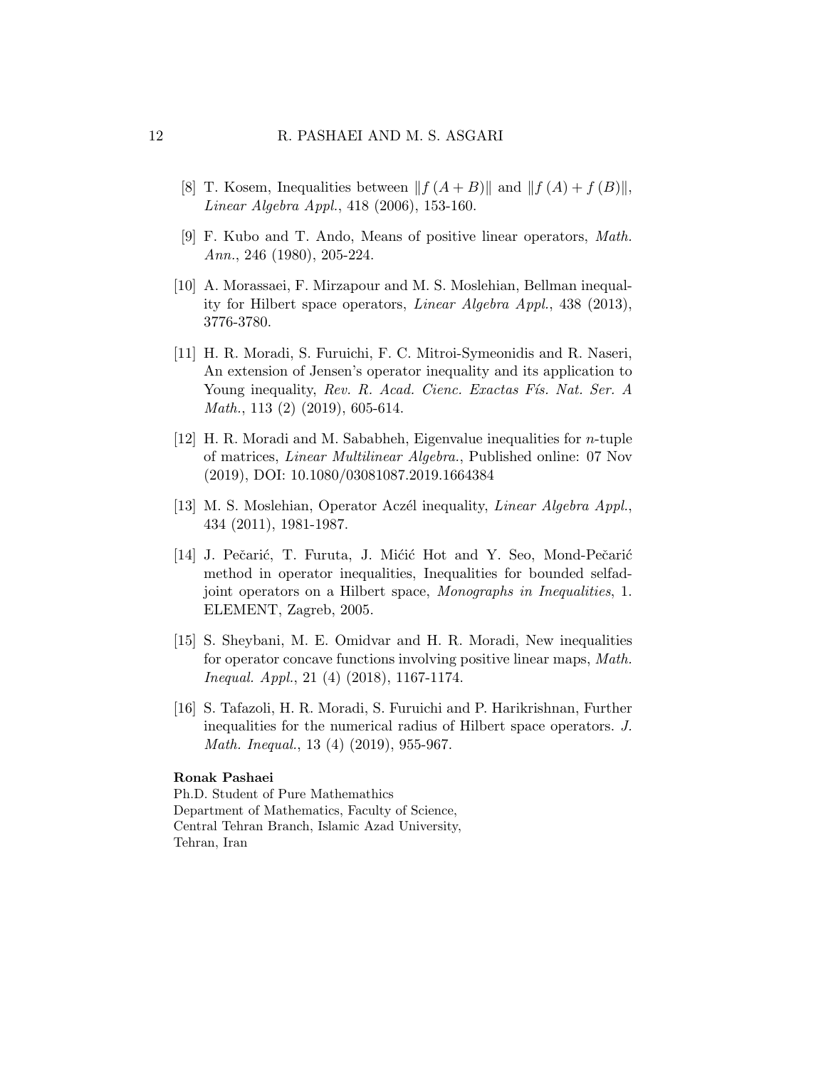[8] T. Kosem, Inequalities between $\|f(A+B)\|$ and $\|f(A)+f(B)\|$, *Linear Algebra Appl.*, 418 (2006), 153-160.

[9] F. Kubo and T. Ando, Means of positive linear operators, *Math. Ann.*, 246 (1980), 205-224.

[10] A. Morassaei, F. Mirzapour and M. S. Moslehian, Bellman inequality for Hilbert space operators, *Linear Algebra Appl.*, 438 (2013), 3776-3780.

[11] H. R. Moradi, S. Furuichi, F. C. Mitroi-Symeonidis and R. Naseri, An extension of Jensen's operator inequality and its application to Young inequality, *Rev. R. Acad. Cienc. Exactas Fís. Nat. Ser. A Math.*, 113 (2) (2019), 605-614.

[12] H. R. Moradi and M. Sababheh, Eigenvalue inequalities for $n$-tuple of matrices, *Linear Multilinear Algebra.*, Published online: 07 Nov (2019), DOI: 10.1080/03081087.2019.1664384

[13] M. S. Moslehian, Operator Aczél inequality, *Linear Algebra Appl.*, 434 (2011), 1981-1987.

[14] J. Pečarić, T. Furuta, J. Mićić Hot and Y. Seo, Mond-Pečarić method in operator inequalities, Inequalities for bounded selfadjoint operators on a Hilbert space, *Monographs in Inequalities*, 1. ELEMENT, Zagreb, 2005.

[15] S. Sheybani, M. E. Omidvar and H. R. Moradi, New inequalities for operator concave functions involving positive linear maps, *Math. Inequal. Appl.*, 21 (4) (2018), 1167-1174.

[16] S. Tafazoli, H. R. Moradi, S. Furuichi and P. Harikrishnan, Further inequalities for the numerical radius of Hilbert space operators. *J. Math. Inequal.*, 13 (4) (2019), 955-967.

**Ronak Pashaei**

Ph.D. Student of Pure Mathemathics
Department of Mathematics, Faculty of Science,
Central Tehran Branch, Islamic Azad University,
Tehran, Iran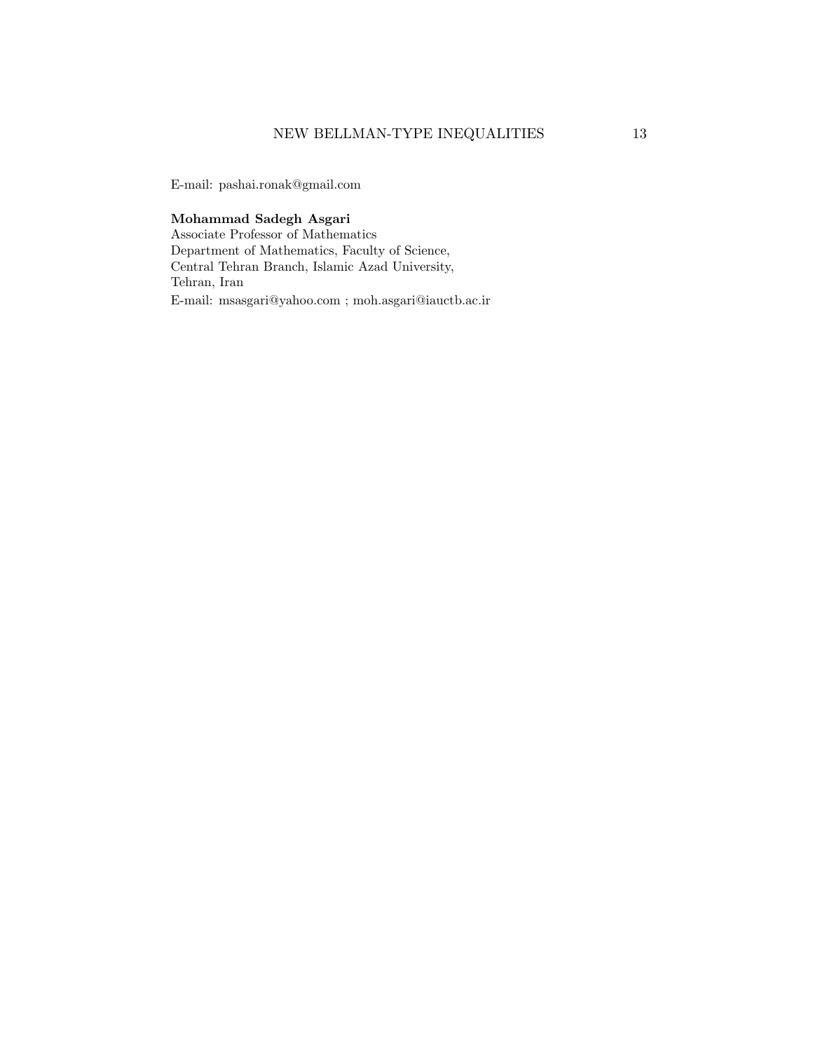E-mail: pashai.ronak@gmail.com

**Mohammad Sadegh Asgari**
Associate Professor of Mathematics
Department of Mathematics, Faculty of Science,
Central Tehran Branch, Islamic Azad University,
Tehran, Iran
E-mail: msasgari@yahoo.com ; moh.asgari@iauctb.ac.ir